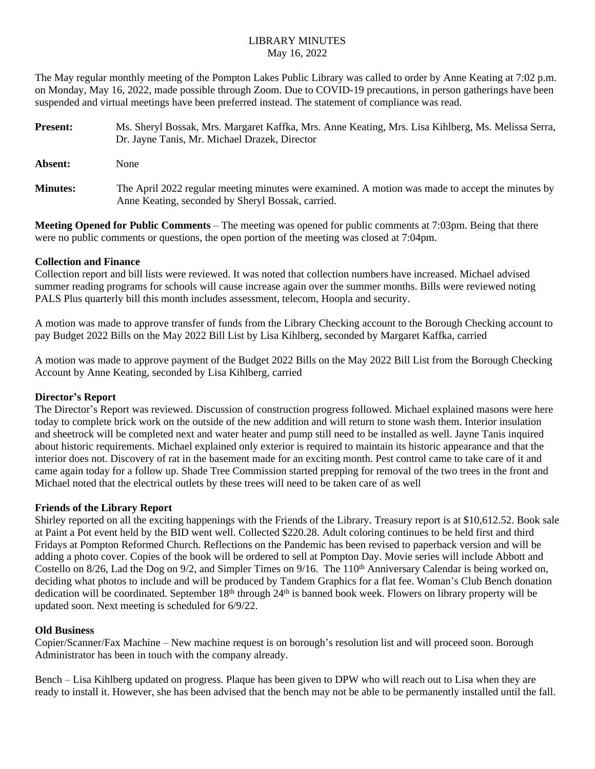# LIBRARY MINUTES

May 16, 2022

The May regular monthly meeting of the Pompton Lakes Public Library was called to order by Anne Keating at 7:02 p.m. on Monday, May 16, 2022, made possible through Zoom. Due to COVID-19 precautions, in person gatherings have been suspended and virtual meetings have been preferred instead. The statement of compliance was read.

**Present:** Ms. Sheryl Bossak, Mrs. Margaret Kaffka, Mrs. Anne Keating, Mrs. Lisa Kihlberg, Ms. Melissa Serra, Dr. Jayne Tanis, Mr. Michael Drazek, Director

**Absent:** None

**Minutes:** The April 2022 regular meeting minutes were examined. A motion was made to accept the minutes by Anne Keating, seconded by Sheryl Bossak, carried.

**Meeting Opened for Public Comments** – The meeting was opened for public comments at 7:03pm. Being that there were no public comments or questions, the open portion of the meeting was closed at 7:04pm.

## Collection and Finance

Collection report and bill lists were reviewed. It was noted that collection numbers have increased. Michael advised summer reading programs for schools will cause increase again over the summer months. Bills were reviewed noting PALS Plus quarterly bill this month includes assessment, telecom, Hoopla and security.

A motion was made to approve transfer of funds from the Library Checking account to the Borough Checking account to pay Budget 2022 Bills on the May 2022 Bill List by Lisa Kihlberg, seconded by Margaret Kaffka, carried

A motion was made to approve payment of the Budget 2022 Bills on the May 2022 Bill List from the Borough Checking Account by Anne Keating, seconded by Lisa Kihlberg, carried

## Director's Report

The Director's Report was reviewed. Discussion of construction progress followed. Michael explained masons were here today to complete brick work on the outside of the new addition and will return to stone wash them. Interior insulation and sheetrock will be completed next and water heater and pump still need to be installed as well. Jayne Tanis inquired about historic requirements. Michael explained only exterior is required to maintain its historic appearance and that the interior does not. Discovery of rat in the basement made for an exciting month. Pest control came to take care of it and came again today for a follow up. Shade Tree Commission started prepping for removal of the two trees in the front and Michael noted that the electrical outlets by these trees will need to be taken care of as well

## Friends of the Library Report

Shirley reported on all the exciting happenings with the Friends of the Library. Treasury report is at $10,612.52. Book sale at Paint a Pot event held by the BID went well. Collected $220.28. Adult coloring continues to be held first and third Fridays at Pompton Reformed Church. Reflections on the Pandemic has been revised to paperback version and will be adding a photo cover. Copies of the book will be ordered to sell at Pompton Day. Movie series will include Abbott and Costello on 8/26, Lad the Dog on 9/2, and Simpler Times on 9/16. The 110th Anniversary Calendar is being worked on, deciding what photos to include and will be produced by Tandem Graphics for a flat fee. Woman's Club Bench donation dedication will be coordinated. September 18th through 24th is banned book week. Flowers on library property will be updated soon. Next meeting is scheduled for 6/9/22.

## Old Business

Copier/Scanner/Fax Machine – New machine request is on borough's resolution list and will proceed soon. Borough Administrator has been in touch with the company already.

Bench – Lisa Kihlberg updated on progress. Plaque has been given to DPW who will reach out to Lisa when they are ready to install it. However, she has been advised that the bench may not be able to be permanently installed until the fall.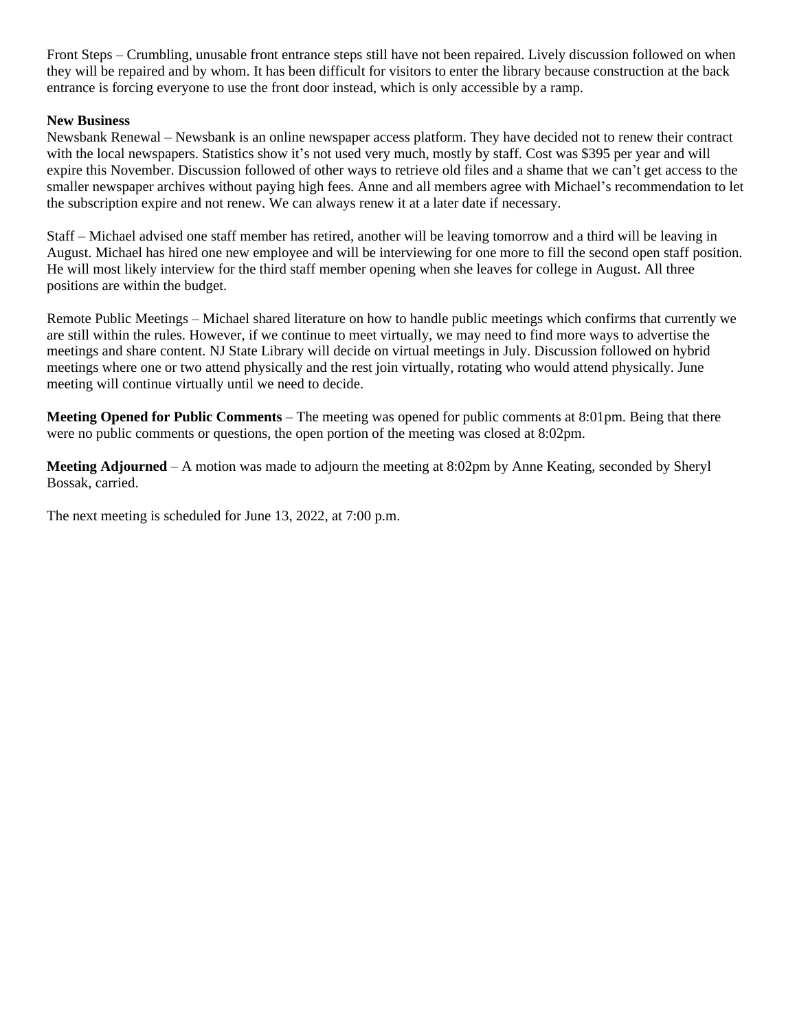Front Steps – Crumbling, unusable front entrance steps still have not been repaired. Lively discussion followed on when they will be repaired and by whom. It has been difficult for visitors to enter the library because construction at the back entrance is forcing everyone to use the front door instead, which is only accessible by a ramp.

**New Business**

Newsbank Renewal – Newsbank is an online newspaper access platform. They have decided not to renew their contract with the local newspapers. Statistics show it's not used very much, mostly by staff. Cost was $395 per year and will expire this November. Discussion followed of other ways to retrieve old files and a shame that we can't get access to the smaller newspaper archives without paying high fees. Anne and all members agree with Michael's recommendation to let the subscription expire and not renew. We can always renew it at a later date if necessary.

Staff – Michael advised one staff member has retired, another will be leaving tomorrow and a third will be leaving in August. Michael has hired one new employee and will be interviewing for one more to fill the second open staff position. He will most likely interview for the third staff member opening when she leaves for college in August. All three positions are within the budget.

Remote Public Meetings – Michael shared literature on how to handle public meetings which confirms that currently we are still within the rules. However, if we continue to meet virtually, we may need to find more ways to advertise the meetings and share content. NJ State Library will decide on virtual meetings in July. Discussion followed on hybrid meetings where one or two attend physically and the rest join virtually, rotating who would attend physically. June meeting will continue virtually until we need to decide.

**Meeting Opened for Public Comments** – The meeting was opened for public comments at 8:01pm. Being that there were no public comments or questions, the open portion of the meeting was closed at 8:02pm.

**Meeting Adjourned** – A motion was made to adjourn the meeting at 8:02pm by Anne Keating, seconded by Sheryl Bossak, carried.

The next meeting is scheduled for June 13, 2022, at 7:00 p.m.